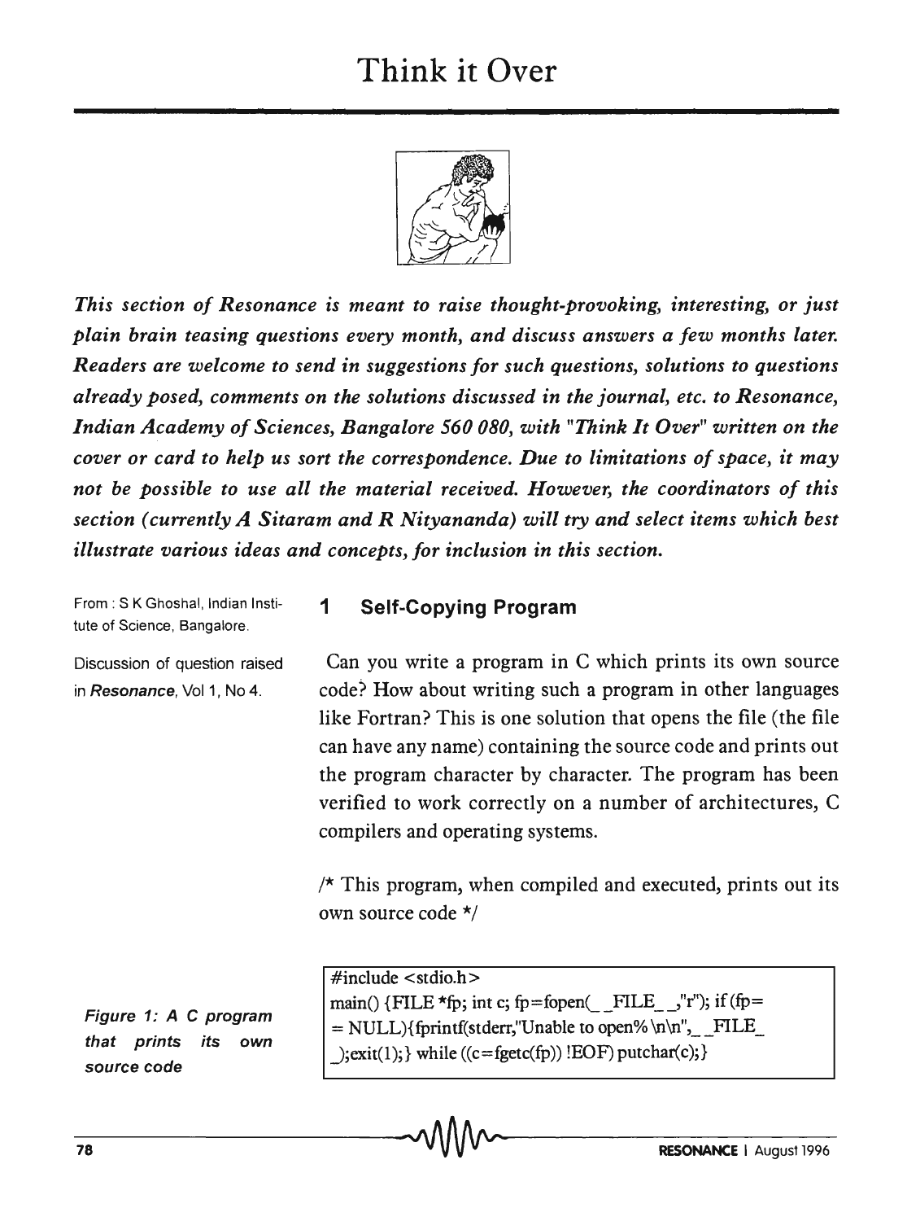# Think it Over

*This section of Resonance is meant to raise thought-provoking, interesting, or just plain brain teasing questions every month, and discuss answers a few months later. Readers are welcome to send in suggestions for such questions, solutions to questions already posed, comments on the solutions discussed in the journal, etc. to Resonance, Indian Academy of Sciences, Bangalore 560 080, with "Think It Over" written on the cover or card to help us sort the correspondence. Due to limitations of space, it may not be possible to use all the material received. However, the coordinators of this section (currently A Sitaram and R Nityananda) will try and select items which best illustrate various ideas and concepts, for inclusion in this section.*

From : S K Ghoshal, Indian Institute of Science, Bangalore.

Discussion of question raised in *Resonance*, Vol 1, No 4.

## 1 Self-Copying Program

Can you write a program in C which prints its own source code? How about writing such a program in other languages like Fortran? This is one solution that opens the file (the file can have any name) containing the source code and prints out the program character by character. The program has been verified to work correctly on a number of architectures, C compilers and operating systems.

/* This program, when compiled and executed, prints out its own source code */

```
#include <stdio.h>
main() {FILE *fp; int c; fp=fopen(__FILE__,"r"); if (fp=
= NULL){fprintf(stderr,"Unable to open% \n\n",__FILE_
_);exit(1);} while ((c=fgetc(fp)) !EOF) putchar(c);}
```

*Figure 1: A C program that prints its own source code*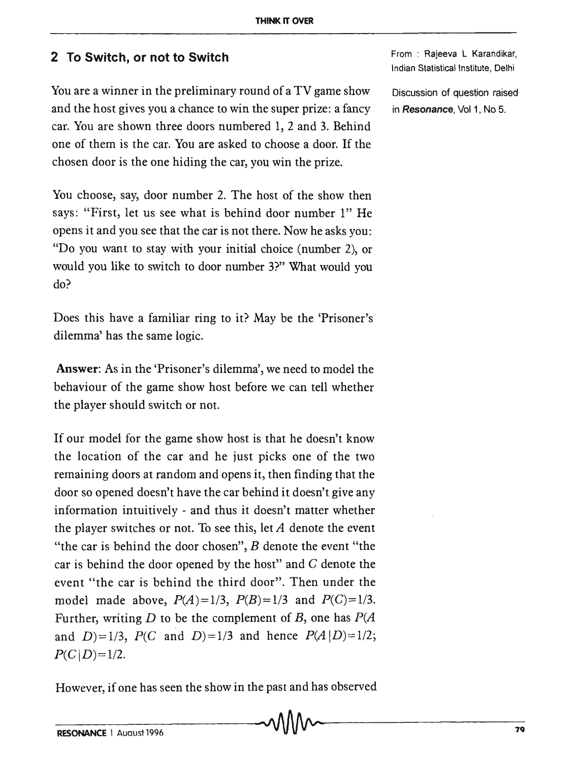## 2 To Switch, or not to Switch

From : Rajeeva L Karandikar, Indian Statistical Institute, Delhi

Discussion of question raised in **Resonance**, Vol 1, No 5.

You are a winner in the preliminary round of a TV game show and the host gives you a chance to win the super prize: a fancy car. You are shown three doors numbered 1, 2 and 3. Behind one of them is the car. You are asked to choose a door. If the chosen door is the one hiding the car, you win the prize.

You choose, say, door number 2. The host of the show then says: "First, let us see what is behind door number 1" He opens it and you see that the car is not there. Now he asks you: "Do you want to stay with your initial choice (number 2), or would you like to switch to door number 3?" What would you do?

Does this have a familiar ring to it? May be the 'Prisoner's dilemma' has the same logic.

**Answer**: As in the 'Prisoner's dilemma', we need to model the behaviour of the game show host before we can tell whether the player should switch or not.

If our model for the game show host is that he doesn't know the location of the car and he just picks one of the two remaining doors at random and opens it, then finding that the door so opened doesn't have the car behind it doesn't give any information intuitively - and thus it doesn't matter whether the player switches or not. To see this, let $A$ denote the event "the car is behind the door chosen", $B$ denote the event "the car is behind the door opened by the host" and $C$ denote the event "the car is behind the third door". Then under the model made above, $P(A)=1/3$, $P(B)=1/3$ and $P(C)=1/3$. Further, writing $D$ to be the complement of $B$, one has $P(A$ and $D)=1/3$, $P(C$ and $D)=1/3$ and hence $P(A|D)=1/2$; $P(C|D)=1/2$.

However, if one has seen the show in the past and has observed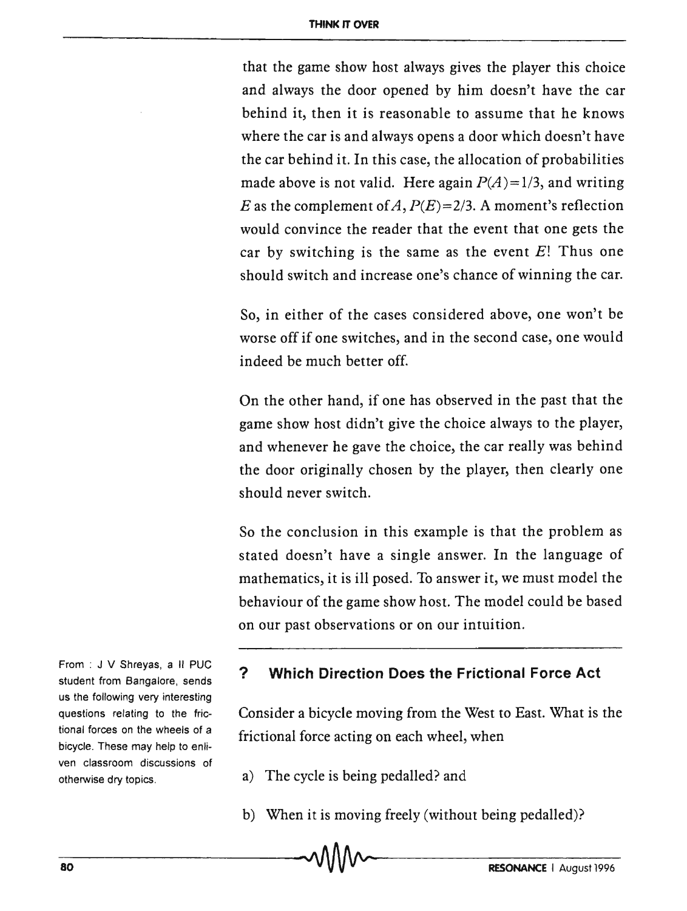that the game show host always gives the player this choice and always the door opened by him doesn't have the car behind it, then it is reasonable to assume that he knows where the car is and always opens a door which doesn't have the car behind it. In this case, the allocation of probabilities made above is not valid. Here again $P(A)=1/3$, and writing $E$ as the complement of $A$, $P(E)=2/3$. A moment's reflection would convince the reader that the event that one gets the car by switching is the same as the event $E$! Thus one should switch and increase one's chance of winning the car.

So, in either of the cases considered above, one won't be worse off if one switches, and in the second case, one would indeed be much better off.

On the other hand, if one has observed in the past that the game show host didn't give the choice always to the player, and whenever he gave the choice, the car really was behind the door originally chosen by the player, then clearly one should never switch.

So the conclusion in this example is that the problem as stated doesn't have a single answer. In the language of mathematics, it is ill posed. To answer it, we must model the behaviour of the game show host. The model could be based on our past observations or on our intuition.

From : J V Shreyas, a II PUC student from Bangalore, sends us the following very interesting questions relating to the frictional forces on the wheels of a bicycle. These may help to enliven classroom discussions of otherwise dry topics.

## ? Which Direction Does the Frictional Force Act

Consider a bicycle moving from the West to East. What is the frictional force acting on each wheel, when

a) The cycle is being pedalled? and

b) When it is moving freely (without being pedalled)?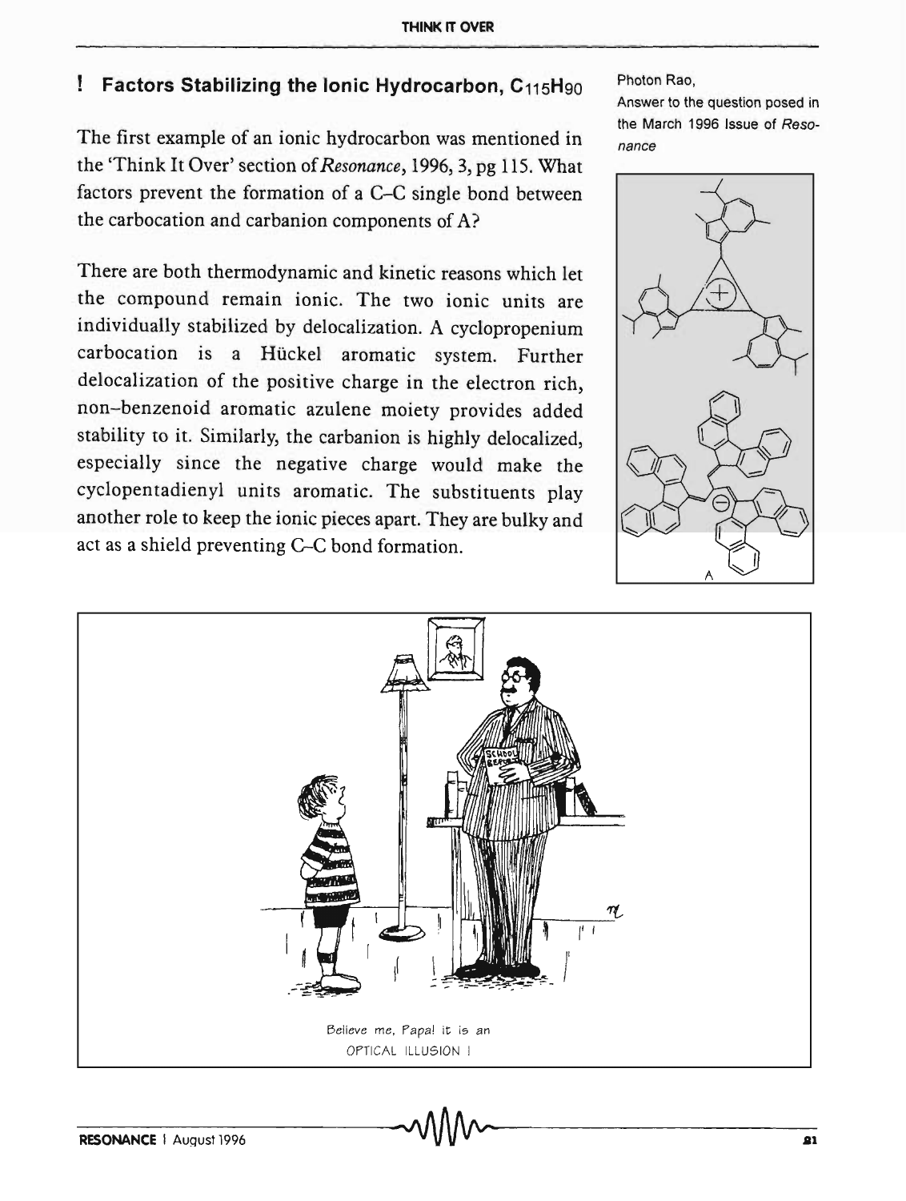## ! Factors Stabilizing the Ionic Hydrocarbon, $C_{115}H_{90}$

Photon Rao,
Answer to the question posed in the March 1996 Issue of *Resonance*

The first example of an ionic hydrocarbon was mentioned in the 'Think It Over' section of *Resonance*, 1996, 3, pg 115. What factors prevent the formation of a C–C single bond between the carbocation and carbanion components of A?

There are both thermodynamic and kinetic reasons which let the compound remain ionic. The two ionic units are individually stabilized by delocalization. A cyclopropenium carbocation is a Hückel aromatic system. Further delocalization of the positive charge in the electron rich, non–benzenoid aromatic azulene moiety provides added stability to it. Similarly, the carbanion is highly delocalized, especially since the negative charge would make the cyclopentadienyl units aromatic. The substituents play another role to keep the ionic pieces apart. They are bulky and act as a shield preventing C–C bond formation.

A

Believe me, Papa! it is an OPTICAL ILLUSION !